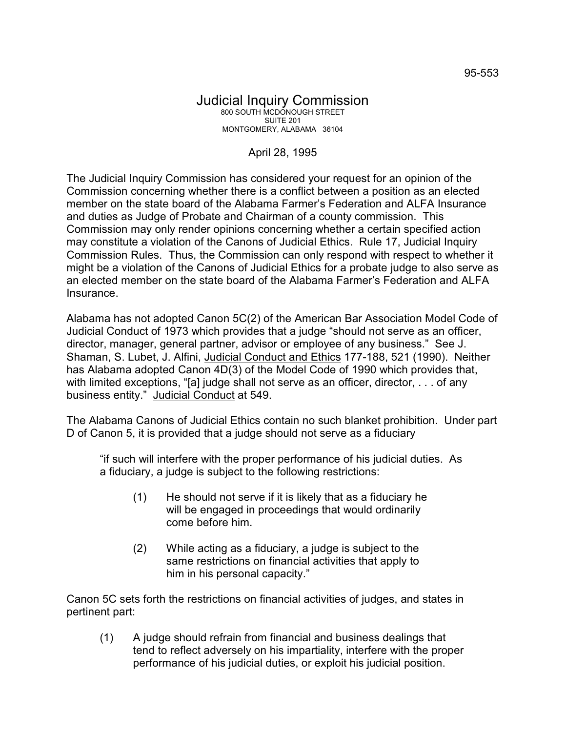95-553

# Judicial Inquiry Commission

800 SOUTH MCDONOUGH STREET
SUITE 201
MONTGOMERY, ALABAMA 36104

April 28, 1995

The Judicial Inquiry Commission has considered your request for an opinion of the Commission concerning whether there is a conflict between a position as an elected member on the state board of the Alabama Farmer's Federation and ALFA Insurance and duties as Judge of Probate and Chairman of a county commission. This Commission may only render opinions concerning whether a certain specified action may constitute a violation of the Canons of Judicial Ethics. Rule 17, Judicial Inquiry Commission Rules. Thus, the Commission can only respond with respect to whether it might be a violation of the Canons of Judicial Ethics for a probate judge to also serve as an elected member on the state board of the Alabama Farmer's Federation and ALFA Insurance.

Alabama has not adopted Canon 5C(2) of the American Bar Association Model Code of Judicial Conduct of 1973 which provides that a judge "should not serve as an officer, director, manager, general partner, advisor or employee of any business." See J. Shaman, S. Lubet, J. Alfini, Judicial Conduct and Ethics 177-188, 521 (1990). Neither has Alabama adopted Canon 4D(3) of the Model Code of 1990 which provides that, with limited exceptions, "[a] judge shall not serve as an officer, director, . . . of any business entity." Judicial Conduct at 549.

The Alabama Canons of Judicial Ethics contain no such blanket prohibition. Under part D of Canon 5, it is provided that a judge should not serve as a fiduciary

> "if such will interfere with the proper performance of his judicial duties. As a fiduciary, a judge is subject to the following restrictions:
>
> (1) He should not serve if it is likely that as a fiduciary he will be engaged in proceedings that would ordinarily come before him.
>
> (2) While acting as a fiduciary, a judge is subject to the same restrictions on financial activities that apply to him in his personal capacity."

Canon 5C sets forth the restrictions on financial activities of judges, and states in pertinent part:

(1) A judge should refrain from financial and business dealings that tend to reflect adversely on his impartiality, interfere with the proper performance of his judicial duties, or exploit his judicial position.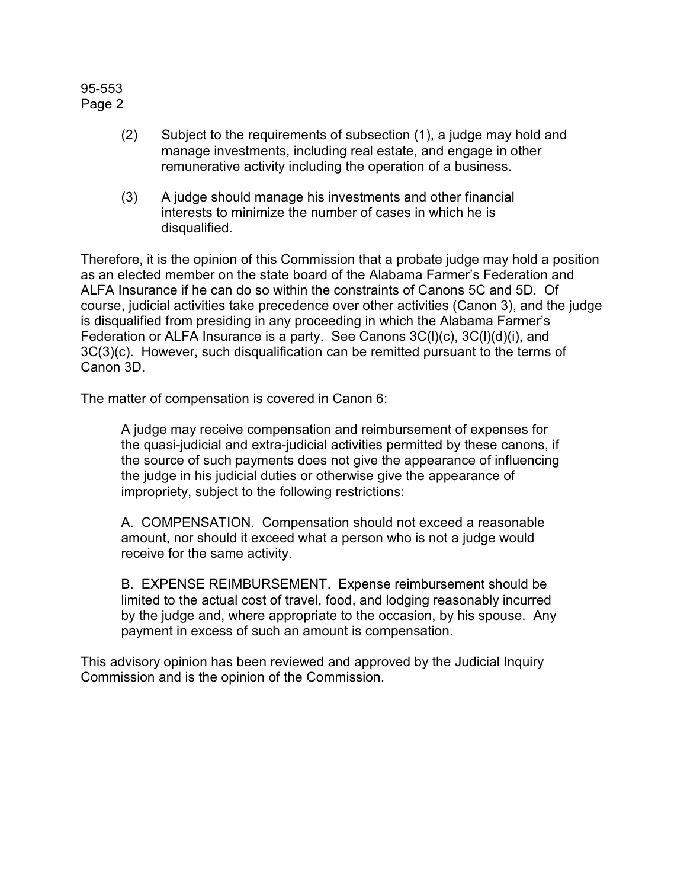(2) Subject to the requirements of subsection (1), a judge may hold and manage investments, including real estate, and engage in other remunerative activity including the operation of a business.

(3) A judge should manage his investments and other financial interests to minimize the number of cases in which he is disqualified.

Therefore, it is the opinion of this Commission that a probate judge may hold a position as an elected member on the state board of the Alabama Farmer's Federation and ALFA Insurance if he can do so within the constraints of Canons 5C and 5D. Of course, judicial activities take precedence over other activities (Canon 3), and the judge is disqualified from presiding in any proceeding in which the Alabama Farmer's Federation or ALFA Insurance is a party. See Canons 3C(l)(c), 3C(l)(d)(i), and 3C(3)(c). However, such disqualification can be remitted pursuant to the terms of Canon 3D.

The matter of compensation is covered in Canon 6:

> A judge may receive compensation and reimbursement of expenses for the quasi-judicial and extra-judicial activities permitted by these canons, if the source of such payments does not give the appearance of influencing the judge in his judicial duties or otherwise give the appearance of impropriety, subject to the following restrictions:
>
> A. COMPENSATION. Compensation should not exceed a reasonable amount, nor should it exceed what a person who is not a judge would receive for the same activity.
>
> B. EXPENSE REIMBURSEMENT. Expense reimbursement should be limited to the actual cost of travel, food, and lodging reasonably incurred by the judge and, where appropriate to the occasion, by his spouse. Any payment in excess of such an amount is compensation.

This advisory opinion has been reviewed and approved by the Judicial Inquiry Commission and is the opinion of the Commission.